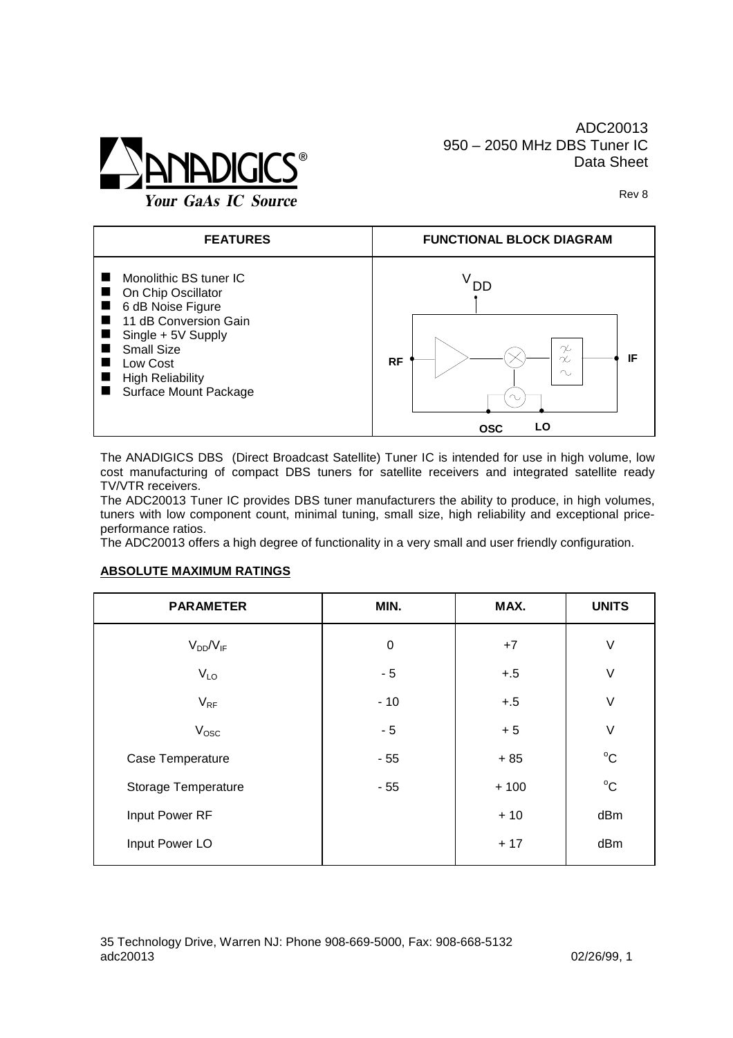ADC20013
950 – 2050 MHz DBS Tuner IC
Data Sheet

Rev 8

| FEATURES | FUNCTIONAL BLOCK DIAGRAM |
|---|---|
| ■ Monolithic BS tuner IC<br>■ On Chip Oscillator<br>■ 6 dB Noise Figure<br>■ 11 dB Conversion Gain<br>■ Single + 5V Supply<br>■ Small Size<br>■ Low Cost<br>■ High Reliability<br>■ Surface Mount Package | $V_{DD}$, RF, IF, OSC, LO |

The ANADIGICS DBS (Direct Broadcast Satellite) Tuner IC is intended for use in high volume, low cost manufacturing of compact DBS tuners for satellite receivers and integrated satellite ready TV/VTR receivers.

The ADC20013 Tuner IC provides DBS tuner manufacturers the ability to produce, in high volumes, tuners with low component count, minimal tuning, small size, high reliability and exceptional price-performance ratios.

The ADC20013 offers a high degree of functionality in a very small and user friendly configuration.

## ABSOLUTE MAXIMUM RATINGS

| PARAMETER | MIN. | MAX. | UNITS |
|---|---|---|---|
| $V_{DD}/V_{IF}$ | 0 | +7 | V |
| $V_{LO}$ | - 5 | +.5 | V |
| $V_{RF}$ | - 10 | +.5 | V |
| $V_{OSC}$ | - 5 | + 5 | V |
| Case Temperature | - 55 | + 85 | °C |
| Storage Temperature | - 55 | + 100 | °C |
| Input Power RF | | + 10 | dBm |
| Input Power LO | | + 17 | dBm |

35 Technology Drive, Warren NJ: Phone 908-669-5000, Fax: 908-668-5132
adc20013 02/26/99, 1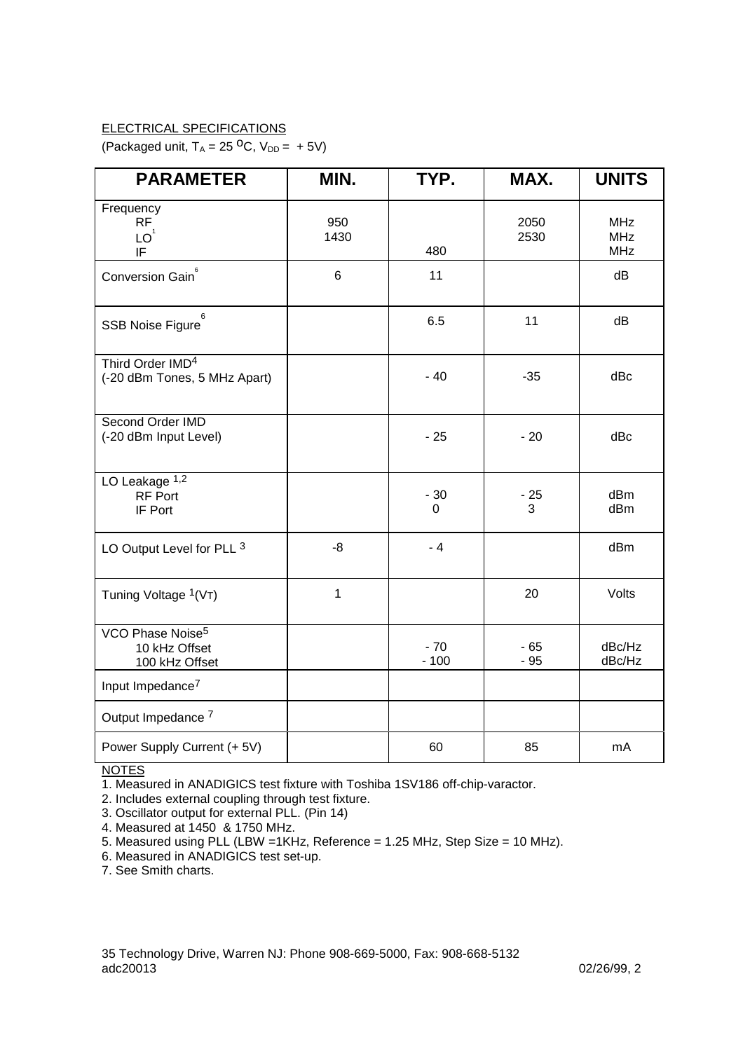ELECTRICAL SPECIFICATIONS

(Packaged unit, $T_A$ = 25 °C, $V_{DD}$ = + 5V)

| PARAMETER | MIN. | TYP. | MAX. | UNITS |
|---|---|---|---|---|
| Frequency<br>RF<br>LO[1]<br>IF | <br>950<br>1430 | <br><br><br>480 | <br>2050<br>2530 | <br>MHz<br>MHz<br>MHz |
| Conversion Gain[6] | 6 | 11 | | dB |
| SSB Noise Figure[6] | | 6.5 | 11 | dB |
| Third Order IMD[4]<br>(-20 dBm Tones, 5 MHz Apart) | | - 40 | -35 | dBc |
| Second Order IMD<br>(-20 dBm Input Level) | | - 25 | - 20 | dBc |
| LO Leakage [1,2]<br>RF Port<br>IF Port | | <br>- 30<br>0 | <br>- 25<br>3 | <br>dBm<br>dBm |
| LO Output Level for PLL [3] | -8 | - 4 | | dBm |
| Tuning Voltage [1]($V_T$) | 1 | | 20 | Volts |
| VCO Phase Noise[5]<br>10 kHz Offset<br>100 kHz Offset | | <br>- 70<br>- 100 | <br>- 65<br>- 95 | <br>dBc/Hz<br>dBc/Hz |
| Input Impedance[7] | | | | |
| Output Impedance [7] | | | | |
| Power Supply Current (+ 5V) | | 60 | 85 | mA |

NOTES

1. Measured in ANADIGICS test fixture with Toshiba 1SV186 off-chip-varactor.
2. Includes external coupling through test fixture.
3. Oscillator output for external PLL. (Pin 14)
4. Measured at 1450 & 1750 MHz.
5. Measured using PLL (LBW =1KHz, Reference = 1.25 MHz, Step Size = 10 MHz).
6. Measured in ANADIGICS test set-up.
7. See Smith charts.

35 Technology Drive, Warren NJ: Phone 908-669-5000, Fax: 908-668-5132
adc20013 02/26/99, 2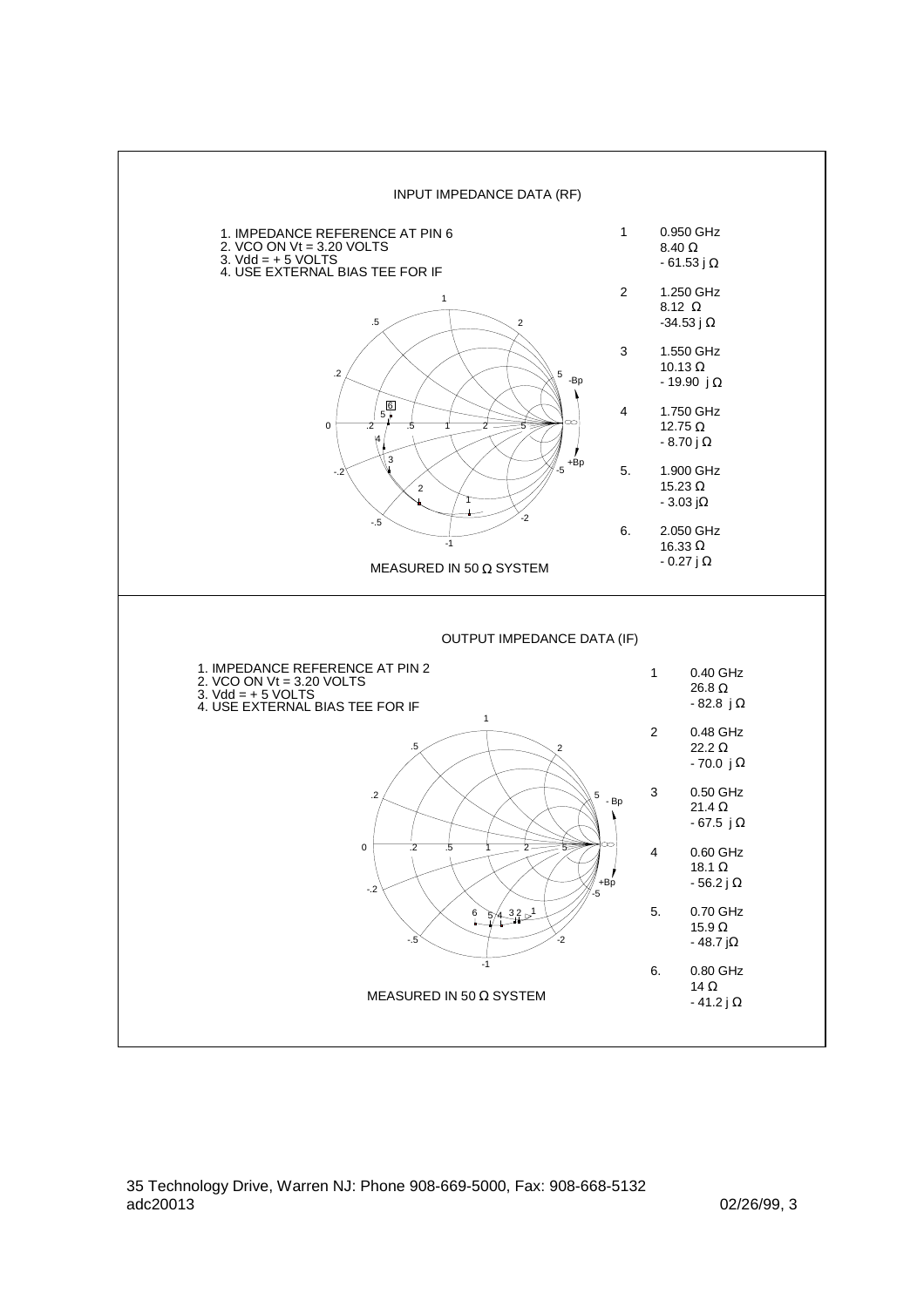## INPUT IMPEDANCE DATA (RF)

1. IMPEDANCE REFERENCE AT PIN 6
2. VCO ON Vt = 3.20 VOLTS
3. Vdd = + 5 VOLTS
4. USE EXTERNAL BIAS TEE FOR IF

MEASURED IN 50 Ω SYSTEM

| # | Frequency | Resistance | Reactance |
|---|---|---|---|
| 1 | 0.950 GHz | 8.40 Ω | - 61.53 j Ω |
| 2 | 1.250 GHz | 8.12 Ω | -34.53 j Ω |
| 3 | 1.550 GHz | 10.13 Ω | - 19.90 j Ω |
| 4 | 1.750 GHz | 12.75 Ω | - 8.70 j Ω |
| 5. | 1.900 GHz | 15.23 Ω | - 3.03 jΩ |
| 6. | 2.050 GHz | 16.33 Ω | - 0.27 j Ω |

## OUTPUT IMPEDANCE DATA (IF)

1. IMPEDANCE REFERENCE AT PIN 2
2. VCO ON Vt = 3.20 VOLTS
3. Vdd = + 5 VOLTS
4. USE EXTERNAL BIAS TEE FOR IF

MEASURED IN 50 Ω SYSTEM

| # | Frequency | Resistance | Reactance |
|---|---|---|---|
| 1 | 0.40 GHz | 26.8 Ω | - 82.8 j Ω |
| 2 | 0.48 GHz | 22.2 Ω | - 70.0 j Ω |
| 3 | 0.50 GHz | 21.4 Ω | - 67.5 j Ω |
| 4 | 0.60 GHz | 18.1 Ω | - 56.2 j Ω |
| 5. | 0.70 GHz | 15.9 Ω | - 48.7 jΩ |
| 6. | 0.80 GHz | 14 Ω | - 41.2 j Ω |

35 Technology Drive, Warren NJ: Phone 908-669-5000, Fax: 908-668-5132
adc20013 02/26/99, 3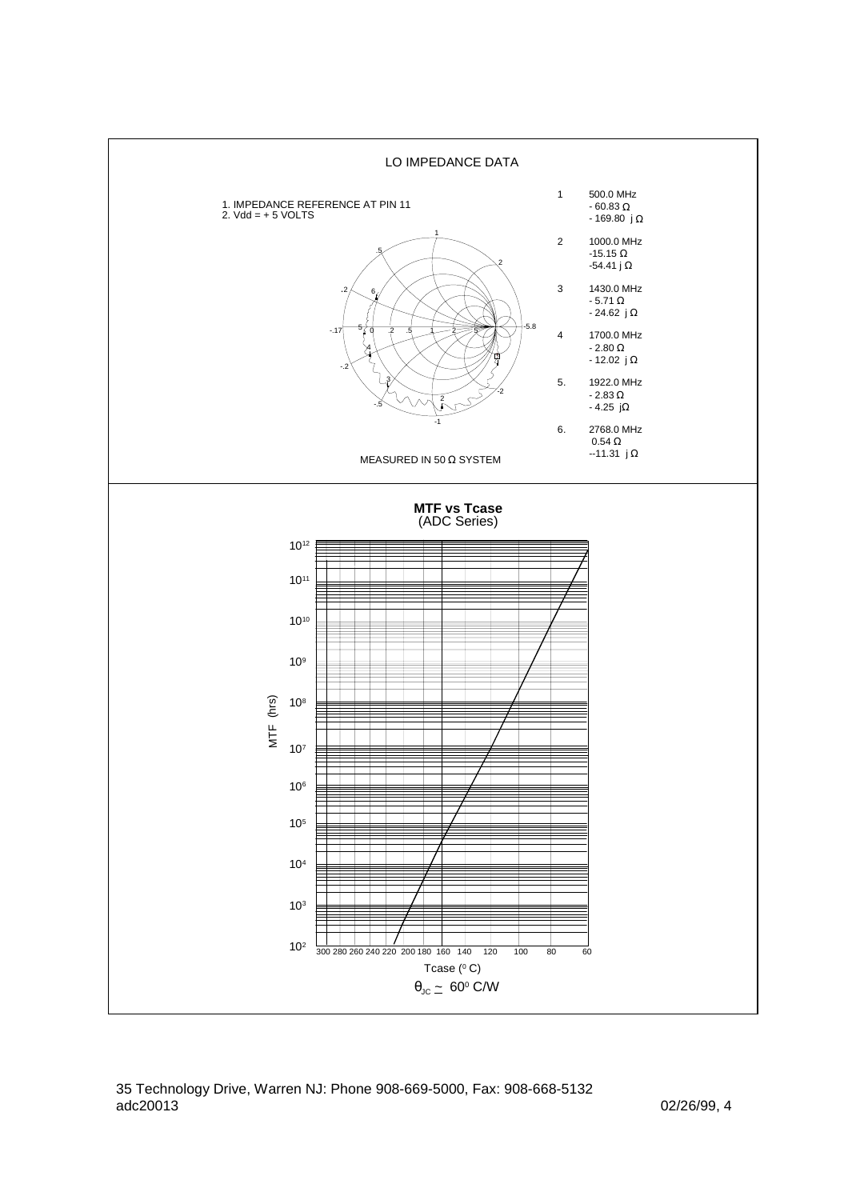## LO IMPEDANCE DATA

1. IMPEDANCE REFERENCE AT PIN 11
2. Vdd = + 5 VOLTS

1 .5 2 .2 6 -.17 5 0 .2 .5 1 2 5 -5.8 4 -.2 3 -2 2 -.5 -1

MEASURED IN 50 Ω SYSTEM

1 500.0 MHz
- 60.83 Ω
- 169.80 j Ω

2 1000.0 MHz
-15.15 Ω
-54.41 j Ω

3 1430.0 MHz
- 5.71 Ω
- 24.62 j Ω

4 1700.0 MHz
- 2.80 Ω
- 12.02 j Ω

5. 1922.0 MHz
- 2.83 Ω
- 4.25 jΩ

6. 2768.0 MHz
0.54 Ω
--11.31 j Ω

## MTF vs Tcase
(ADC Series)

MTF (hrs)

$10^{12}$
$10^{11}$
$10^{10}$
$10^{9}$
$10^{8}$
$10^{7}$
$10^{6}$
$10^{5}$
$10^{4}$
$10^{3}$
$10^{2}$

300 280 260 240 220 200 180 160 140 120 100 80 60

Tcase ($^0$ C)

$\theta_{JC} \simeq 60^0$ C/W

35 Technology Drive, Warren NJ: Phone 908-669-5000, Fax: 908-668-5132
adc20013 02/26/99, 4